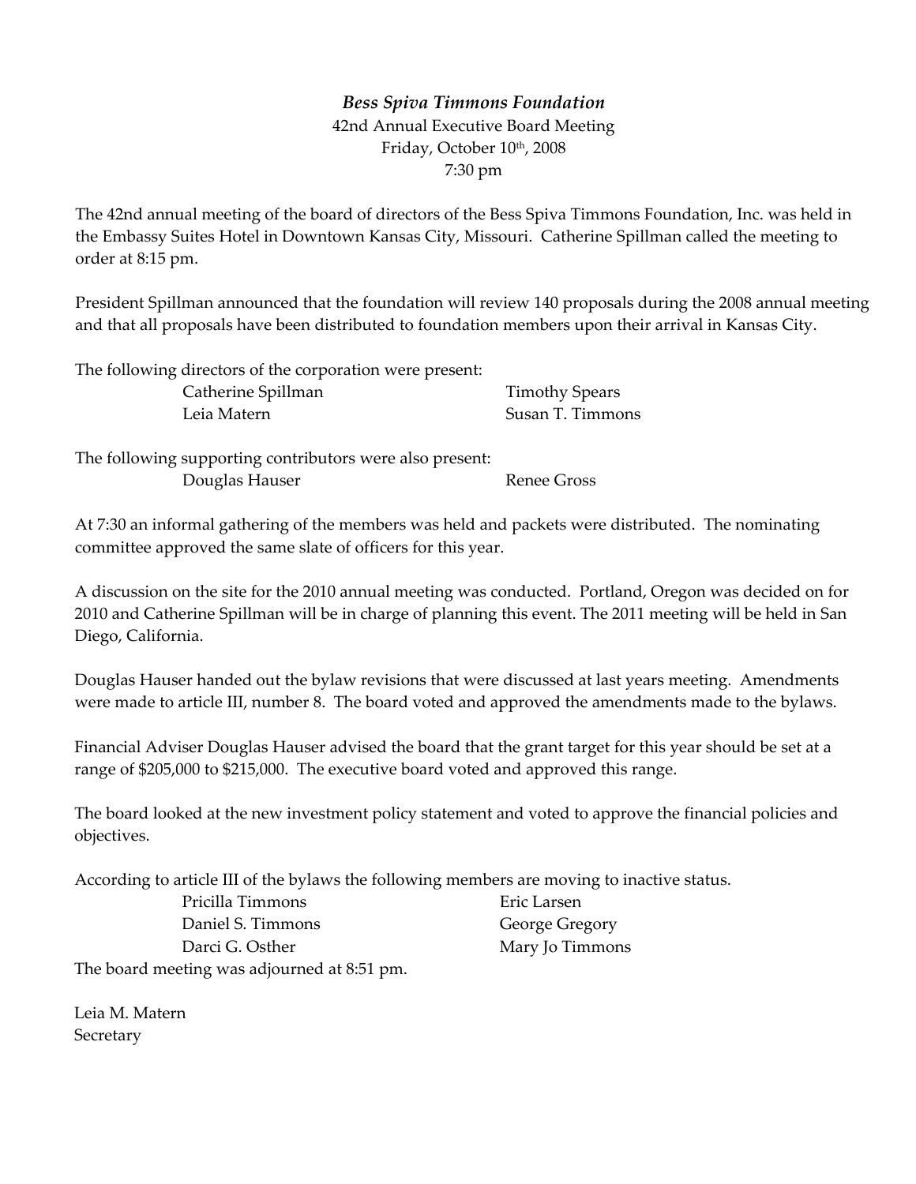***Bess Spiva Timmons Foundation***

42nd Annual Executive Board Meeting

Friday, October 10th, 2008

7:30 pm

The 42nd annual meeting of the board of directors of the Bess Spiva Timmons Foundation, Inc. was held in the Embassy Suites Hotel in Downtown Kansas City, Missouri. Catherine Spillman called the meeting to order at 8:15 pm.

President Spillman announced that the foundation will review 140 proposals during the 2008 annual meeting and that all proposals have been distributed to foundation members upon their arrival in Kansas City.

The following directors of the corporation were present:

- Catherine Spillman
- Timothy Spears
- Leia Matern
- Susan T. Timmons

The following supporting contributors were also present:

- Douglas Hauser
- Renee Gross

At 7:30 an informal gathering of the members was held and packets were distributed. The nominating committee approved the same slate of officers for this year.

A discussion on the site for the 2010 annual meeting was conducted. Portland, Oregon was decided on for 2010 and Catherine Spillman will be in charge of planning this event. The 2011 meeting will be held in San Diego, California.

Douglas Hauser handed out the bylaw revisions that were discussed at last years meeting. Amendments were made to article III, number 8. The board voted and approved the amendments made to the bylaws.

Financial Adviser Douglas Hauser advised the board that the grant target for this year should be set at a range of $205,000 to $215,000. The executive board voted and approved this range.

The board looked at the new investment policy statement and voted to approve the financial policies and objectives.

According to article III of the bylaws the following members are moving to inactive status.

- Pricilla Timmons
- Eric Larsen
- Daniel S. Timmons
- George Gregory
- Darci G. Osther
- Mary Jo Timmons

The board meeting was adjourned at 8:51 pm.

Leia M. Matern

Secretary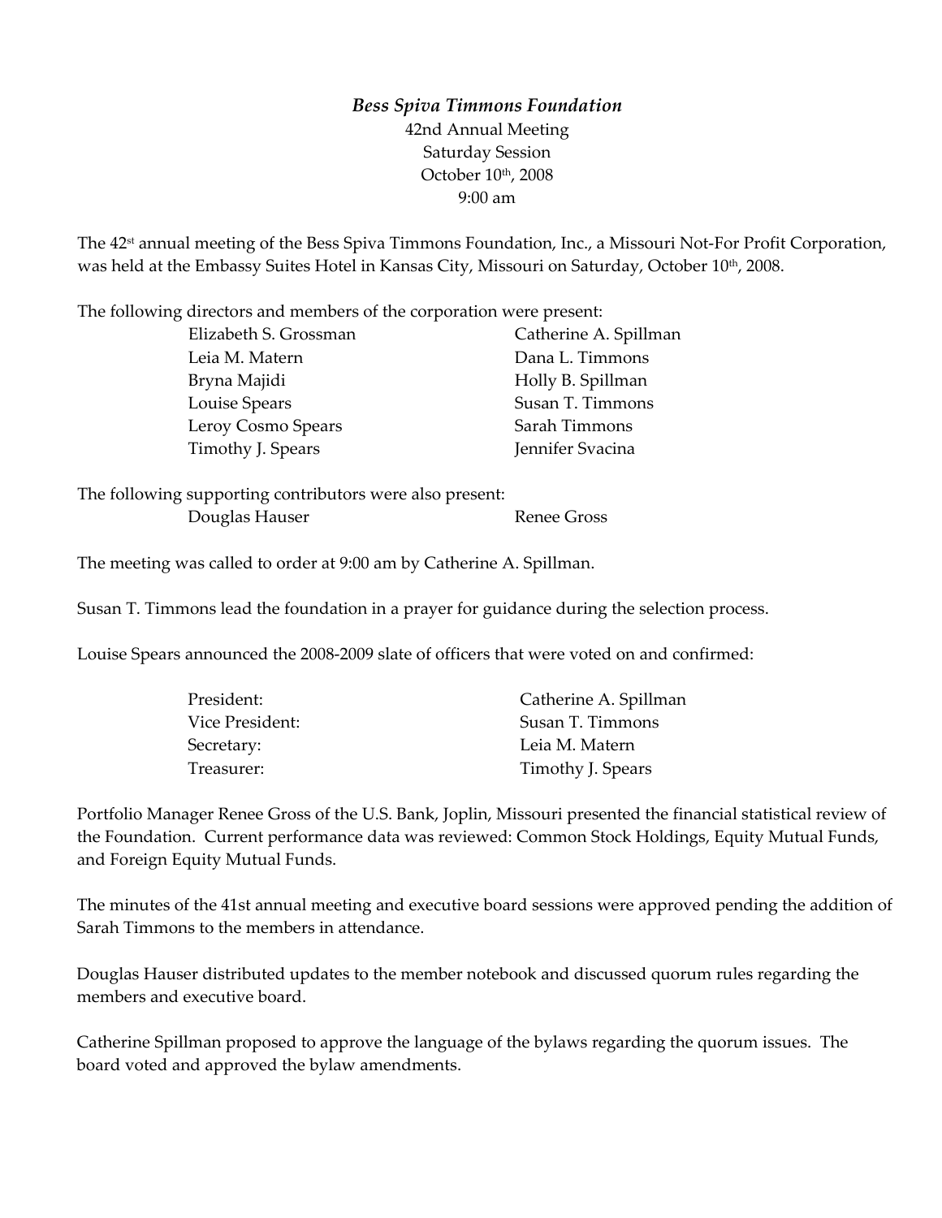***Bess Spiva Timmons Foundation***

42nd Annual Meeting
Saturday Session
October 10th, 2008
9:00 am

The 42st annual meeting of the Bess Spiva Timmons Foundation, Inc., a Missouri Not-For Profit Corporation, was held at the Embassy Suites Hotel in Kansas City, Missouri on Saturday, October 10th, 2008.

The following directors and members of the corporation were present:

| | |
|---|---|
| Elizabeth S. Grossman | Catherine A. Spillman |
| Leia M. Matern | Dana L. Timmons |
| Bryna Majidi | Holly B. Spillman |
| Louise Spears | Susan T. Timmons |
| Leroy Cosmo Spears | Sarah Timmons |
| Timothy J. Spears | Jennifer Svacina |

The following supporting contributors were also present:

| | |
|---|---|
| Douglas Hauser | Renee Gross |

The meeting was called to order at 9:00 am by Catherine A. Spillman.

Susan T. Timmons lead the foundation in a prayer for guidance during the selection process.

Louise Spears announced the 2008-2009 slate of officers that were voted on and confirmed:

| | |
|---|---|
| President: | Catherine A. Spillman |
| Vice President: | Susan T. Timmons |
| Secretary: | Leia M. Matern |
| Treasurer: | Timothy J. Spears |

Portfolio Manager Renee Gross of the U.S. Bank, Joplin, Missouri presented the financial statistical review of the Foundation. Current performance data was reviewed: Common Stock Holdings, Equity Mutual Funds, and Foreign Equity Mutual Funds.

The minutes of the 41st annual meeting and executive board sessions were approved pending the addition of Sarah Timmons to the members in attendance.

Douglas Hauser distributed updates to the member notebook and discussed quorum rules regarding the members and executive board.

Catherine Spillman proposed to approve the language of the bylaws regarding the quorum issues. The board voted and approved the bylaw amendments.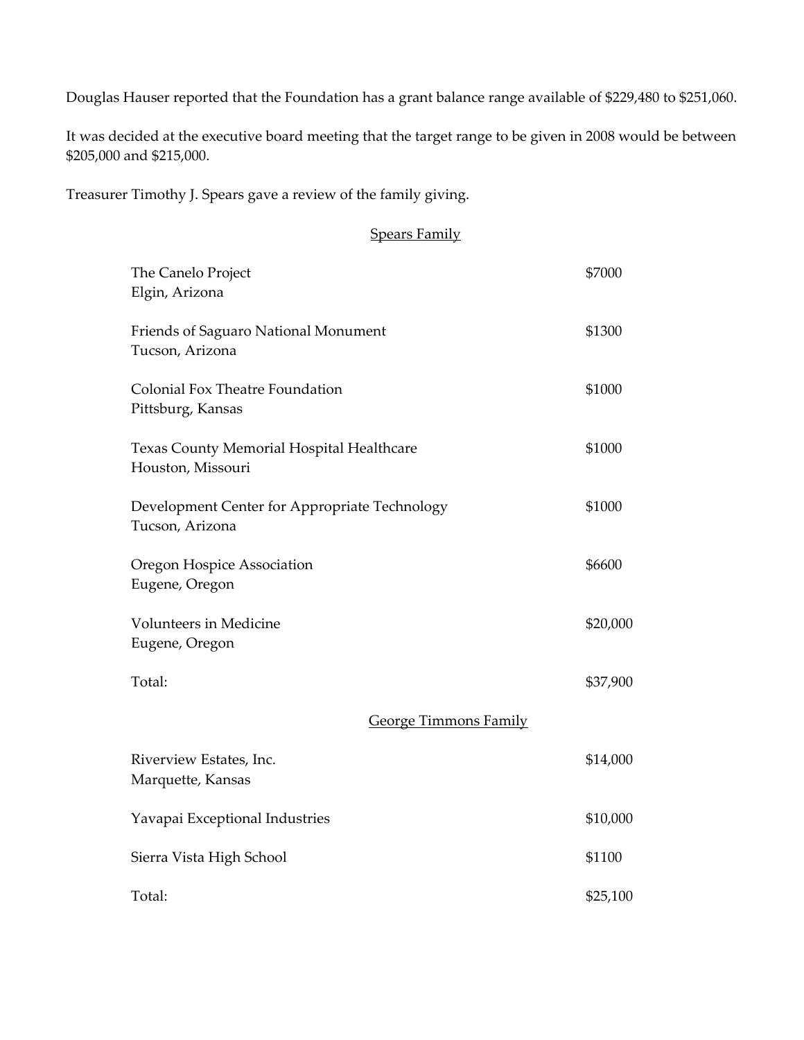Douglas Hauser reported that the Foundation has a grant balance range available of $229,480 to $251,060.

It was decided at the executive board meeting that the target range to be given in 2008 would be between $205,000 and $215,000.

Treasurer Timothy J. Spears gave a review of the family giving.

<u>Spears Family</u>

| | |
|---|---|
| The Canelo Project<br>Elgin, Arizona | $7000 |
| Friends of Saguaro National Monument<br>Tucson, Arizona | $1300 |
| Colonial Fox Theatre Foundation<br>Pittsburg, Kansas | $1000 |
| Texas County Memorial Hospital Healthcare<br>Houston, Missouri | $1000 |
| Development Center for Appropriate Technology<br>Tucson, Arizona | $1000 |
| Oregon Hospice Association<br>Eugene, Oregon | $6600 |
| Volunteers in Medicine<br>Eugene, Oregon | $20,000 |
| Total: | $37,900 |

<u>George Timmons Family</u>

| | |
|---|---|
| Riverview Estates, Inc.<br>Marquette, Kansas | $14,000 |
| Yavapai Exceptional Industries | $10,000 |
| Sierra Vista High School | $1100 |
| Total: | $25,100 |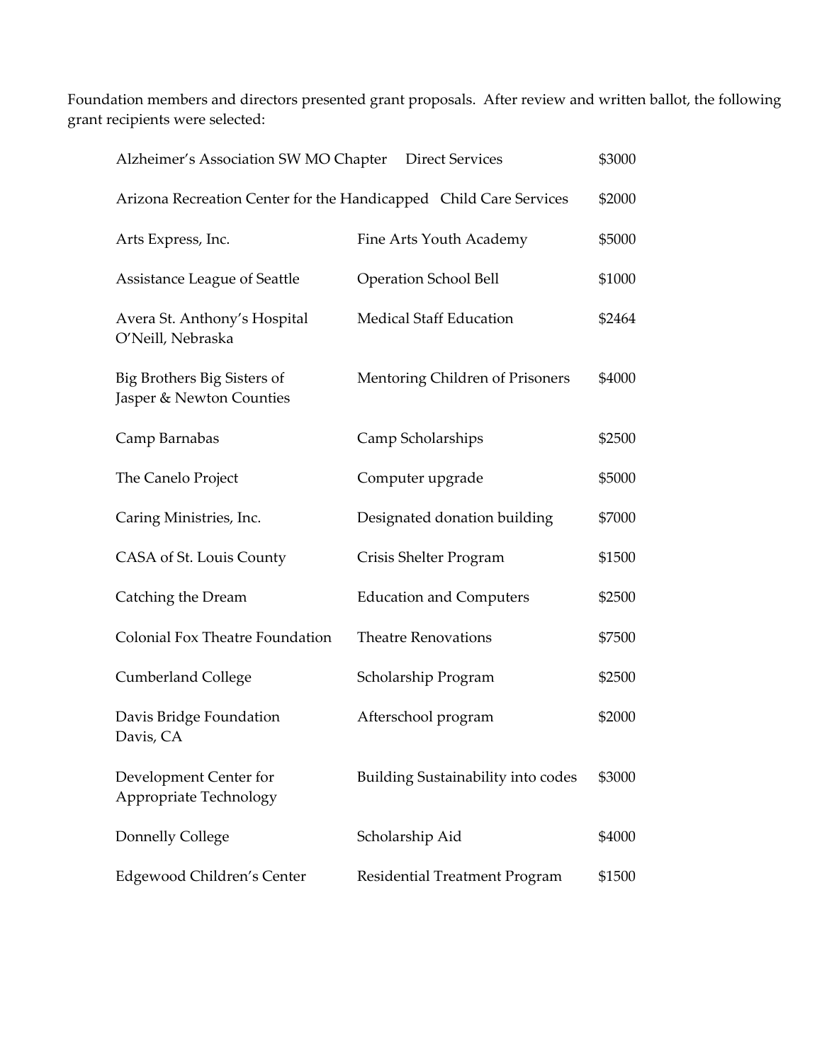Foundation members and directors presented grant proposals. After review and written ballot, the following grant recipients were selected:

| Recipient | Program | Amount |
|---|---|---|
| Alzheimer's Association SW MO Chapter | Direct Services | $3000 |
| Arizona Recreation Center for the Handicapped | Child Care Services | $2000 |
| Arts Express, Inc. | Fine Arts Youth Academy | $5000 |
| Assistance League of Seattle | Operation School Bell | $1000 |
| Avera St. Anthony's Hospital O'Neill, Nebraska | Medical Staff Education | $2464 |
| Big Brothers Big Sisters of Jasper & Newton Counties | Mentoring Children of Prisoners | $4000 |
| Camp Barnabas | Camp Scholarships | $2500 |
| The Canelo Project | Computer upgrade | $5000 |
| Caring Ministries, Inc. | Designated donation building | $7000 |
| CASA of St. Louis County | Crisis Shelter Program | $1500 |
| Catching the Dream | Education and Computers | $2500 |
| Colonial Fox Theatre Foundation | Theatre Renovations | $7500 |
| Cumberland College | Scholarship Program | $2500 |
| Davis Bridge Foundation Davis, CA | Afterschool program | $2000 |
| Development Center for Appropriate Technology | Building Sustainability into codes | $3000 |
| Donnelly College | Scholarship Aid | $4000 |
| Edgewood Children's Center | Residential Treatment Program | $1500 |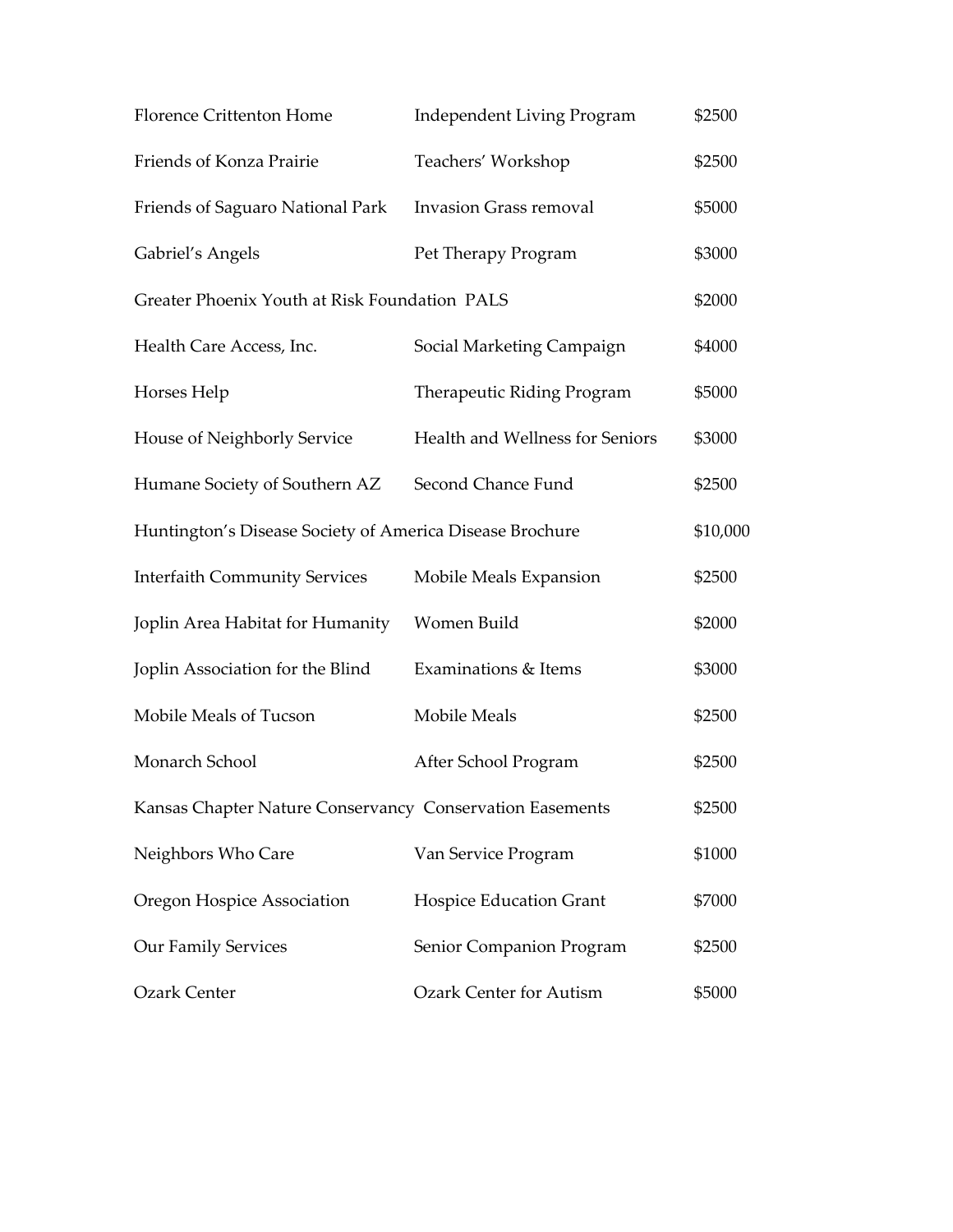| | | |
|---|---|---|
| Florence Crittenton Home | Independent Living Program | $2500 |
| Friends of Konza Prairie | Teachers’ Workshop | $2500 |
| Friends of Saguaro National Park | Invasion Grass removal | $5000 |
| Gabriel’s Angels | Pet Therapy Program | $3000 |
| Greater Phoenix Youth at Risk Foundation | PALS | $2000 |
| Health Care Access, Inc. | Social Marketing Campaign | $4000 |
| Horses Help | Therapeutic Riding Program | $5000 |
| House of Neighborly Service | Health and Wellness for Seniors | $3000 |
| Humane Society of Southern AZ | Second Chance Fund | $2500 |
| Huntington’s Disease Society of America | Disease Brochure | $10,000 |
| Interfaith Community Services | Mobile Meals Expansion | $2500 |
| Joplin Area Habitat for Humanity | Women Build | $2000 |
| Joplin Association for the Blind | Examinations & Items | $3000 |
| Mobile Meals of Tucson | Mobile Meals | $2500 |
| Monarch School | After School Program | $2500 |
| Kansas Chapter Nature Conservancy | Conservation Easements | $2500 |
| Neighbors Who Care | Van Service Program | $1000 |
| Oregon Hospice Association | Hospice Education Grant | $7000 |
| Our Family Services | Senior Companion Program | $2500 |
| Ozark Center | Ozark Center for Autism | $5000 |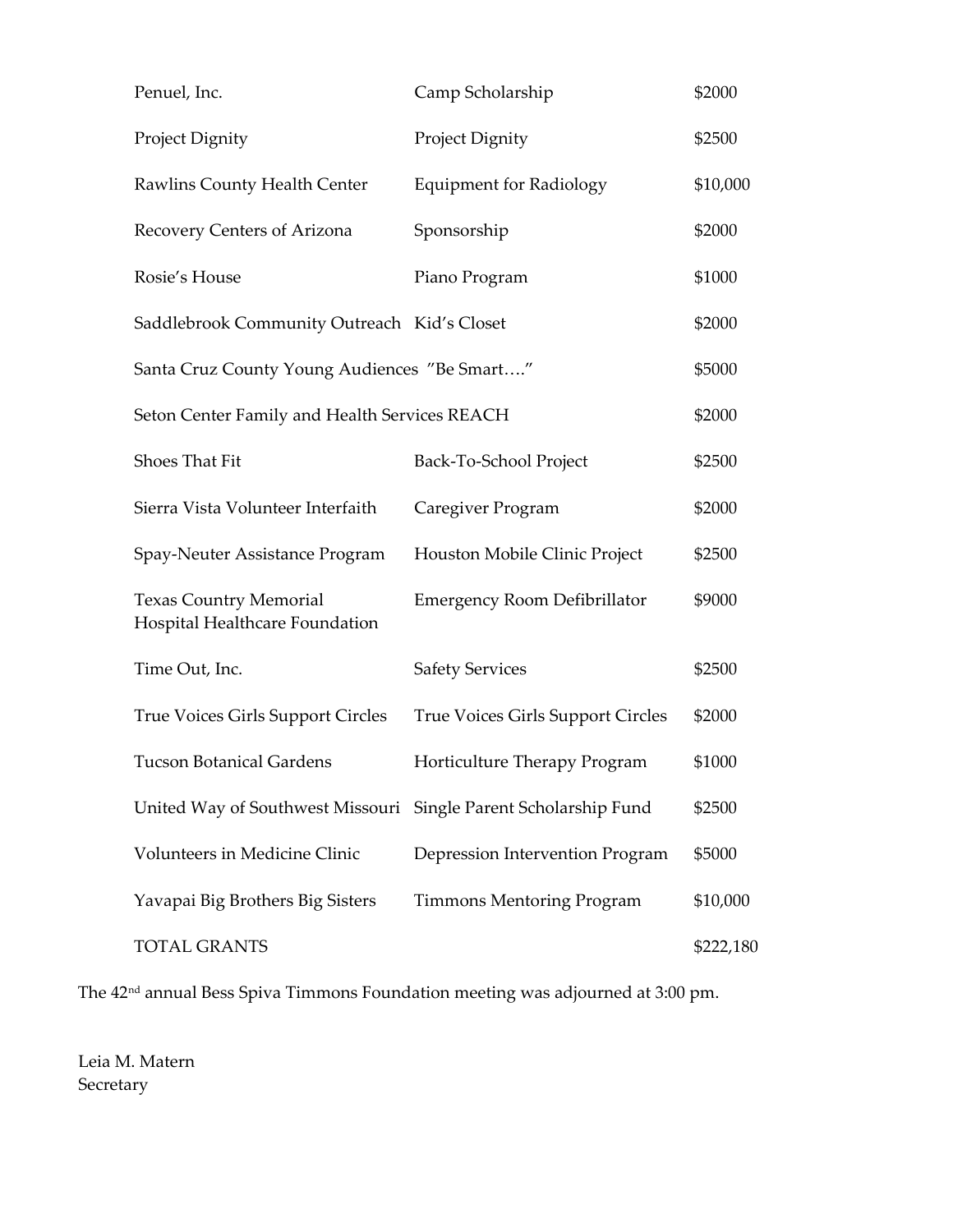| | | |
|---|---|---|
| Penuel, Inc. | Camp Scholarship | $2000 |
| Project Dignity | Project Dignity | $2500 |
| Rawlins County Health Center | Equipment for Radiology | $10,000 |
| Recovery Centers of Arizona | Sponsorship | $2000 |
| Rosie's House | Piano Program | $1000 |
| Saddlebrook Community Outreach | Kid's Closet | $2000 |
| Santa Cruz County Young Audiences | "Be Smart…." | $5000 |
| Seton Center Family and Health Services | REACH | $2000 |
| Shoes That Fit | Back-To-School Project | $2500 |
| Sierra Vista Volunteer Interfaith | Caregiver Program | $2000 |
| Spay-Neuter Assistance Program | Houston Mobile Clinic Project | $2500 |
| Texas Country Memorial Hospital Healthcare Foundation | Emergency Room Defibrillator | $9000 |
| Time Out, Inc. | Safety Services | $2500 |
| True Voices Girls Support Circles | True Voices Girls Support Circles | $2000 |
| Tucson Botanical Gardens | Horticulture Therapy Program | $1000 |
| United Way of Southwest Missouri | Single Parent Scholarship Fund | $2500 |
| Volunteers in Medicine Clinic | Depression Intervention Program | $5000 |
| Yavapai Big Brothers Big Sisters | Timmons Mentoring Program | $10,000 |
| TOTAL GRANTS | | $222,180 |

The 42nd annual Bess Spiva Timmons Foundation meeting was adjourned at 3:00 pm.

Leia M. Matern
Secretary